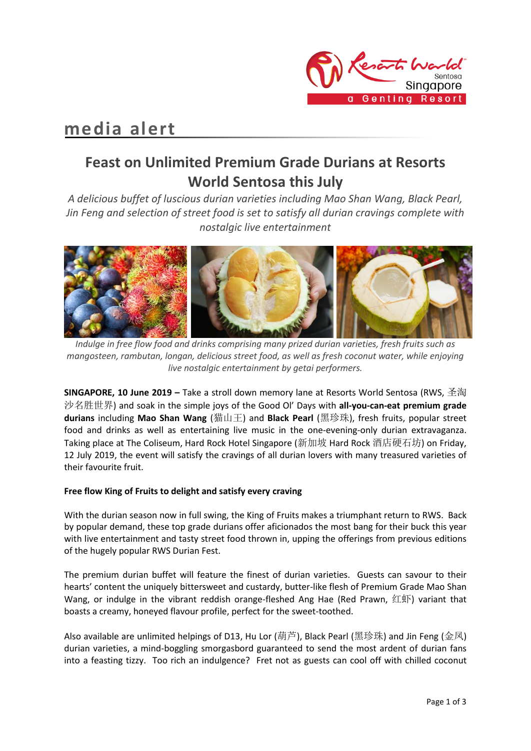# media alert

## Feast on Unlimited Premium Grade Durians at Resorts World Sentosa this July

*A delicious buffet of luscious durian varieties including Mao Shan Wang, Black Pearl, Jin Feng and selection of street food is set to satisfy all durian cravings complete with nostalgic live entertainment*

*Indulge in free flow food and drinks comprising many prized durian varieties, fresh fruits such as mangosteen, rambutan, longan, delicious street food, as well as fresh coconut water, while enjoying live nostalgic entertainment by getai performers.*

**SINGAPORE, 10 June 2019 –** Take a stroll down memory lane at Resorts World Sentosa (RWS, 圣淘沙名胜世界) and soak in the simple joys of the Good Ol' Days with **all-you-can-eat premium grade durians** including **Mao Shan Wang** (猫山王) and **Black Pearl** (黑珍珠), fresh fruits, popular street food and drinks as well as entertaining live music in the one-evening-only durian extravaganza. Taking place at The Coliseum, Hard Rock Hotel Singapore (新加坡 Hard Rock 酒店硬石坊) on Friday, 12 July 2019, the event will satisfy the cravings of all durian lovers with many treasured varieties of their favourite fruit.

**Free flow King of Fruits to delight and satisfy every craving**

With the durian season now in full swing, the King of Fruits makes a triumphant return to RWS. Back by popular demand, these top grade durians offer aficionados the most bang for their buck this year with live entertainment and tasty street food thrown in, upping the offerings from previous editions of the hugely popular RWS Durian Fest.

The premium durian buffet will feature the finest of durian varieties. Guests can savour to their hearts' content the uniquely bittersweet and custardy, butter-like flesh of Premium Grade Mao Shan Wang, or indulge in the vibrant reddish orange-fleshed Ang Hae (Red Prawn, 红虾) variant that boasts a creamy, honeyed flavour profile, perfect for the sweet-toothed.

Also available are unlimited helpings of D13, Hu Lor (葫芦), Black Pearl (黑珍珠) and Jin Feng (金凤) durian varieties, a mind-boggling smorgasbord guaranteed to send the most ardent of durian fans into a feasting tizzy. Too rich an indulgence? Fret not as guests can cool off with chilled coconut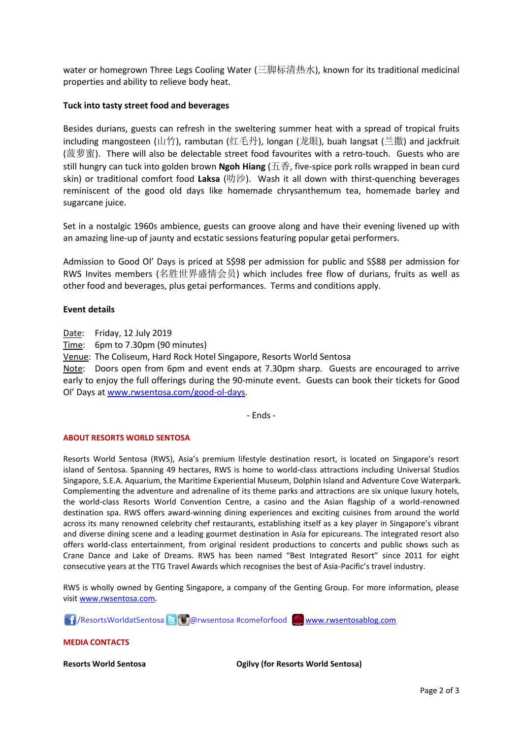water or homegrown Three Legs Cooling Water (三脚标清热水), known for its traditional medicinal properties and ability to relieve body heat.

**Tuck into tasty street food and beverages**

Besides durians, guests can refresh in the sweltering summer heat with a spread of tropical fruits including mangosteen (山竹), rambutan (红毛丹), longan (龙眼), buah langsat (兰撒) and jackfruit (菠萝蜜). There will also be delectable street food favourites with a retro-touch. Guests who are still hungry can tuck into golden brown **Ngoh Hiang** (五香, five-spice pork rolls wrapped in bean curd skin) or traditional comfort food **Laksa** (叻沙). Wash it all down with thirst-quenching beverages reminiscent of the good old days like homemade chrysanthemum tea, homemade barley and sugarcane juice.

Set in a nostalgic 1960s ambience, guests can groove along and have their evening livened up with an amazing line-up of jaunty and ecstatic sessions featuring popular getai performers.

Admission to Good Ol' Days is priced at S$98 per admission for public and S$88 per admission for RWS Invites members (名胜世界盛情会员) which includes free flow of durians, fruits as well as other food and beverages, plus getai performances. Terms and conditions apply.

**Event details**

Date: Friday, 12 July 2019
Time: 6pm to 7.30pm (90 minutes)
Venue: The Coliseum, Hard Rock Hotel Singapore, Resorts World Sentosa
Note: Doors open from 6pm and event ends at 7.30pm sharp. Guests are encouraged to arrive early to enjoy the full offerings during the 90-minute event. Guests can book their tickets for Good Ol' Days at www.rwsentosa.com/good-ol-days.

- Ends -

**ABOUT RESORTS WORLD SENTOSA**

Resorts World Sentosa (RWS), Asia's premium lifestyle destination resort, is located on Singapore's resort island of Sentosa. Spanning 49 hectares, RWS is home to world-class attractions including Universal Studios Singapore, S.E.A. Aquarium, the Maritime Experiential Museum, Dolphin Island and Adventure Cove Waterpark. Complementing the adventure and adrenaline of its theme parks and attractions are six unique luxury hotels, the world-class Resorts World Convention Centre, a casino and the Asian flagship of a world-renowned destination spa. RWS offers award-winning dining experiences and exciting cuisines from around the world across its many renowned celebrity chef restaurants, establishing itself as a key player in Singapore's vibrant and diverse dining scene and a leading gourmet destination in Asia for epicureans. The integrated resort also offers world-class entertainment, from original resident productions to concerts and public shows such as Crane Dance and Lake of Dreams. RWS has been named "Best Integrated Resort" since 2011 for eight consecutive years at the TTG Travel Awards which recognises the best of Asia-Pacific's travel industry.

RWS is wholly owned by Genting Singapore, a company of the Genting Group. For more information, please visit www.rwsentosa.com.

/ResortsWorldatSentosa @rwsentosa #comeforfood www.rwsentosablog.com

**MEDIA CONTACTS**

**Resorts World Sentosa**

**Ogilvy (for Resorts World Sentosa)**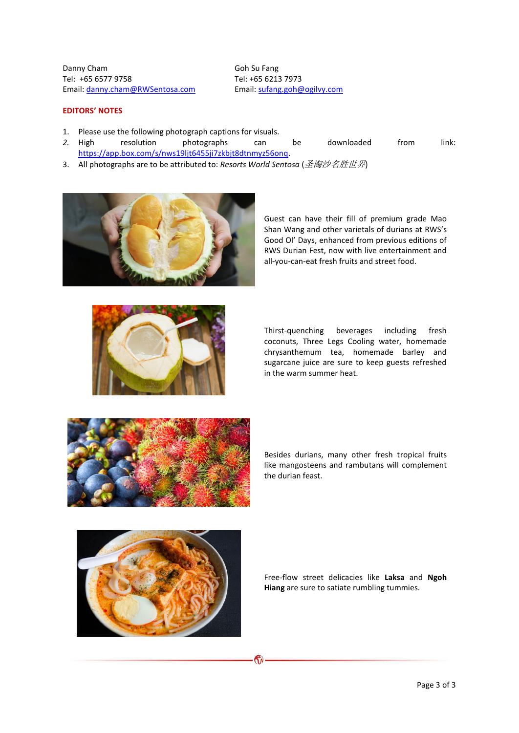Danny Cham
Tel: +65 6577 9758
Email: danny.cham@RWSentosa.com

Goh Su Fang
Tel: +65 6213 7973
Email: sufang.goh@ogilvy.com

**EDITORS' NOTES**

1. Please use the following photograph captions for visuals.
2. High resolution photographs can be downloaded from link: https://app.box.com/s/nws19ljt6455ji7zkbjt8dtnmyz56onq.
3. All photographs are to be attributed to: *Resorts World Sentosa* (*圣淘沙名胜世界*)

Guest can have their fill of premium grade Mao Shan Wang and other varietals of durians at RWS's Good Ol' Days, enhanced from previous editions of RWS Durian Fest, now with live entertainment and all-you-can-eat fresh fruits and street food.

Thirst-quenching beverages including fresh coconuts, Three Legs Cooling water, homemade chrysanthemum tea, homemade barley and sugarcane juice are sure to keep guests refreshed in the warm summer heat.

Besides durians, many other fresh tropical fruits like mangosteens and rambutans will complement the durian feast.

Free-flow street delicacies like **Laksa** and **Ngoh Hiang** are sure to satiate rumbling tummies.